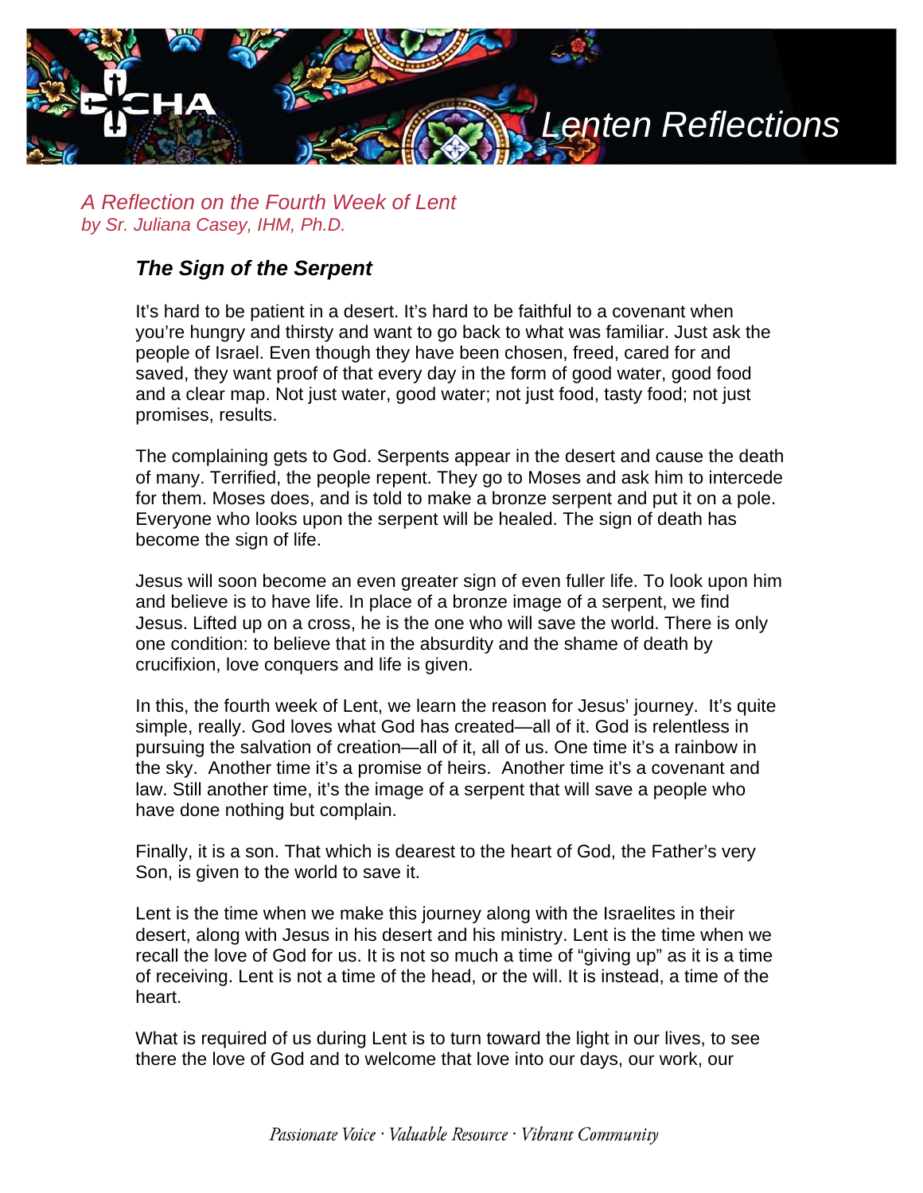# Lenten Reflections

*A Reflection on the Fourth Week of Lent*
*by Sr. Juliana Casey, IHM, Ph.D.*

## ***The Sign of the Serpent***

It's hard to be patient in a desert. It's hard to be faithful to a covenant when you're hungry and thirsty and want to go back to what was familiar. Just ask the people of Israel. Even though they have been chosen, freed, cared for and saved, they want proof of that every day in the form of good water, good food and a clear map. Not just water, good water; not just food, tasty food; not just promises, results.

The complaining gets to God. Serpents appear in the desert and cause the death of many. Terrified, the people repent. They go to Moses and ask him to intercede for them. Moses does, and is told to make a bronze serpent and put it on a pole. Everyone who looks upon the serpent will be healed. The sign of death has become the sign of life.

Jesus will soon become an even greater sign of even fuller life. To look upon him and believe is to have life. In place of a bronze image of a serpent, we find Jesus. Lifted up on a cross, he is the one who will save the world. There is only one condition: to believe that in the absurdity and the shame of death by crucifixion, love conquers and life is given.

In this, the fourth week of Lent, we learn the reason for Jesus' journey. It's quite simple, really. God loves what God has created—all of it. God is relentless in pursuing the salvation of creation—all of it, all of us. One time it's a rainbow in the sky. Another time it's a promise of heirs. Another time it's a covenant and law. Still another time, it's the image of a serpent that will save a people who have done nothing but complain.

Finally, it is a son. That which is dearest to the heart of God, the Father's very Son, is given to the world to save it.

Lent is the time when we make this journey along with the Israelites in their desert, along with Jesus in his desert and his ministry. Lent is the time when we recall the love of God for us. It is not so much a time of "giving up" as it is a time of receiving. Lent is not a time of the head, or the will. It is instead, a time of the heart.

What is required of us during Lent is to turn toward the light in our lives, to see there the love of God and to welcome that love into our days, our work, our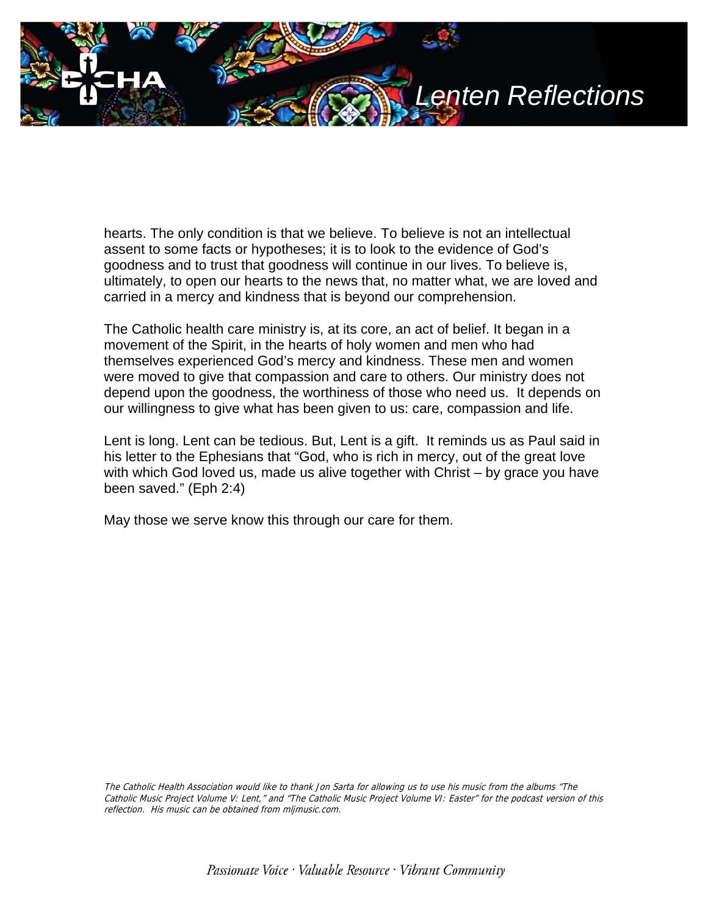hearts. The only condition is that we believe. To believe is not an intellectual assent to some facts or hypotheses; it is to look to the evidence of God's goodness and to trust that goodness will continue in our lives. To believe is, ultimately, to open our hearts to the news that, no matter what, we are loved and carried in a mercy and kindness that is beyond our comprehension.

The Catholic health care ministry is, at its core, an act of belief. It began in a movement of the Spirit, in the hearts of holy women and men who had themselves experienced God's mercy and kindness. These men and women were moved to give that compassion and care to others. Our ministry does not depend upon the goodness, the worthiness of those who need us. It depends on our willingness to give what has been given to us: care, compassion and life.

Lent is long. Lent can be tedious. But, Lent is a gift. It reminds us as Paul said in his letter to the Ephesians that "God, who is rich in mercy, out of the great love with which God loved us, made us alive together with Christ – by grace you have been saved." (Eph 2:4)

May those we serve know this through our care for them.

*The Catholic Health Association would like to thank Jon Sarta for allowing us to use his music from the albums "The Catholic Music Project Volume V: Lent," and "The Catholic Music Project Volume VI: Easter" for the podcast version of this reflection. His music can be obtained from mljmusic.com.*

*Passionate Voice · Valuable Resource · Vibrant Community*